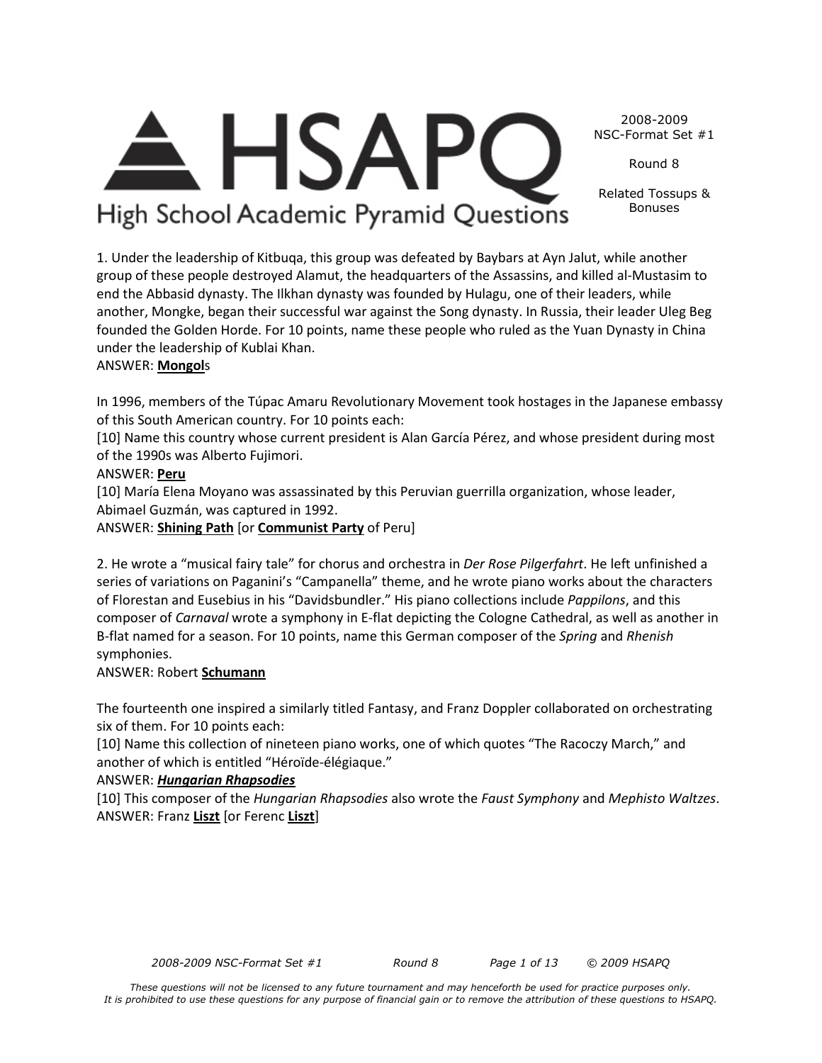# HSAPQ

High School Academic Pyramid Questions

2008-2009
NSC-Format Set #1

Round 8

Related Tossups & Bonuses

1. Under the leadership of Kitbuqa, this group was defeated by Baybars at Ayn Jalut, while another group of these people destroyed Alamut, the headquarters of the Assassins, and killed al-Mustasim to end the Abbasid dynasty. The Ilkhan dynasty was founded by Hulagu, one of their leaders, while another, Mongke, began their successful war against the Song dynasty. In Russia, their leader Uleg Beg founded the Golden Horde. For 10 points, name these people who ruled as the Yuan Dynasty in China under the leadership of Kublai Khan.
ANSWER: **Mongol**s

In 1996, members of the Túpac Amaru Revolutionary Movement took hostages in the Japanese embassy of this South American country. For 10 points each:
[10] Name this country whose current president is Alan García Pérez, and whose president during most of the 1990s was Alberto Fujimori.
ANSWER: **Peru**
[10] María Elena Moyano was assassinated by this Peruvian guerrilla organization, whose leader, Abimael Guzmán, was captured in 1992.
ANSWER: **Shining Path** [or **Communist Party** of Peru]

2. He wrote a "musical fairy tale" for chorus and orchestra in *Der Rose Pilgerfahrt*. He left unfinished a series of variations on Paganini's "Campanella" theme, and he wrote piano works about the characters of Florestan and Eusebius in his "Davidsbundler." His piano collections include *Pappilons*, and this composer of *Carnaval* wrote a symphony in E-flat depicting the Cologne Cathedral, as well as another in B-flat named for a season. For 10 points, name this German composer of the *Spring* and *Rhenish* symphonies.
ANSWER: Robert **Schumann**

The fourteenth one inspired a similarly titled Fantasy, and Franz Doppler collaborated on orchestrating six of them. For 10 points each:
[10] Name this collection of nineteen piano works, one of which quotes "The Racoczy March," and another of which is entitled "Héroïde-élégiaque."
ANSWER: ***Hungarian Rhapsodies***
[10] This composer of the *Hungarian Rhapsodies* also wrote the *Faust Symphony* and *Mephisto Waltzes*.
ANSWER: Franz **Liszt** [or Ferenc **Liszt**]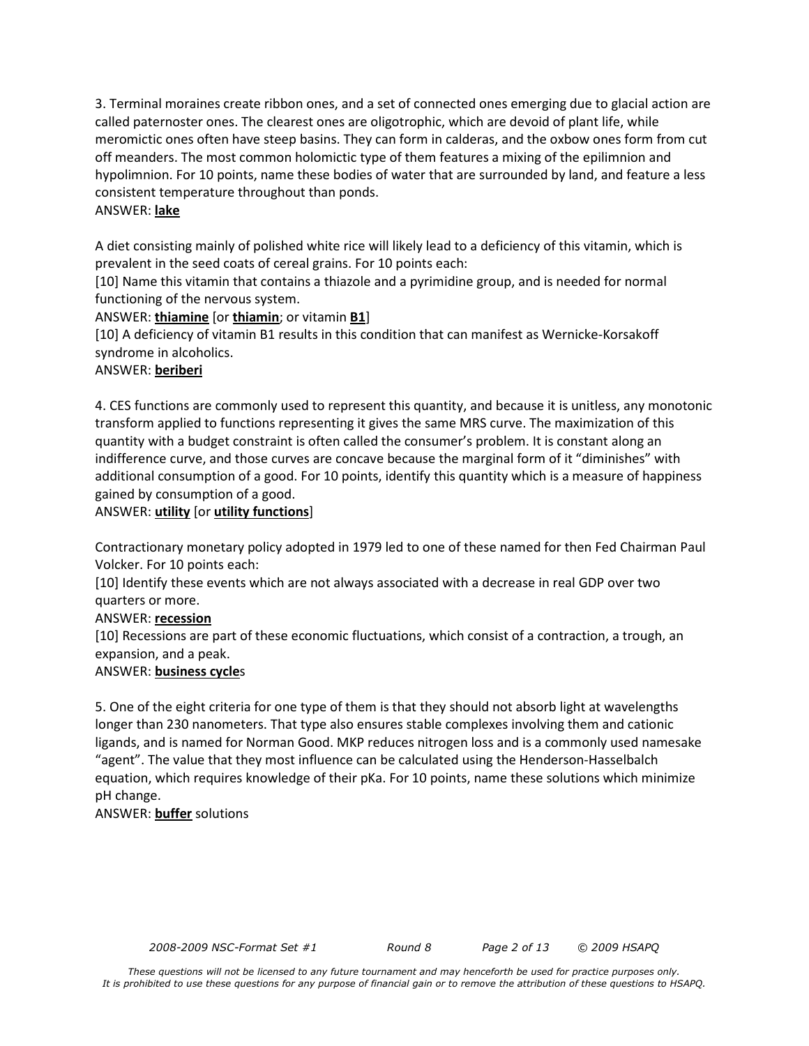3. Terminal moraines create ribbon ones, and a set of connected ones emerging due to glacial action are called paternoster ones. The clearest ones are oligotrophic, which are devoid of plant life, while meromictic ones often have steep basins. They can form in calderas, and the oxbow ones form from cut off meanders. The most common holomictic type of them features a mixing of the epilimnion and hypolimnion. For 10 points, name these bodies of water that are surrounded by land, and feature a less consistent temperature throughout than ponds.

ANSWER: **lake**

A diet consisting mainly of polished white rice will likely lead to a deficiency of this vitamin, which is prevalent in the seed coats of cereal grains. For 10 points each:

[10] Name this vitamin that contains a thiazole and a pyrimidine group, and is needed for normal functioning of the nervous system.

ANSWER: **thiamine** [or **thiamin**; or vitamin **B1**]

[10] A deficiency of vitamin B1 results in this condition that can manifest as Wernicke-Korsakoff syndrome in alcoholics.

ANSWER: **beriberi**

4. CES functions are commonly used to represent this quantity, and because it is unitless, any monotonic transform applied to functions representing it gives the same MRS curve. The maximization of this quantity with a budget constraint is often called the consumer's problem. It is constant along an indifference curve, and those curves are concave because the marginal form of it "diminishes" with additional consumption of a good. For 10 points, identify this quantity which is a measure of happiness gained by consumption of a good.

ANSWER: **utility** [or **utility functions**]

Contractionary monetary policy adopted in 1979 led to one of these named for then Fed Chairman Paul Volcker. For 10 points each:

[10] Identify these events which are not always associated with a decrease in real GDP over two quarters or more.

ANSWER: **recession**

[10] Recessions are part of these economic fluctuations, which consist of a contraction, a trough, an expansion, and a peak.

ANSWER: **business cycle**s

5. One of the eight criteria for one type of them is that they should not absorb light at wavelengths longer than 230 nanometers. That type also ensures stable complexes involving them and cationic ligands, and is named for Norman Good. MKP reduces nitrogen loss and is a commonly used namesake "agent". The value that they most influence can be calculated using the Henderson-Hasselbalch equation, which requires knowledge of their pKa. For 10 points, name these solutions which minimize pH change.

ANSWER: **buffer** solutions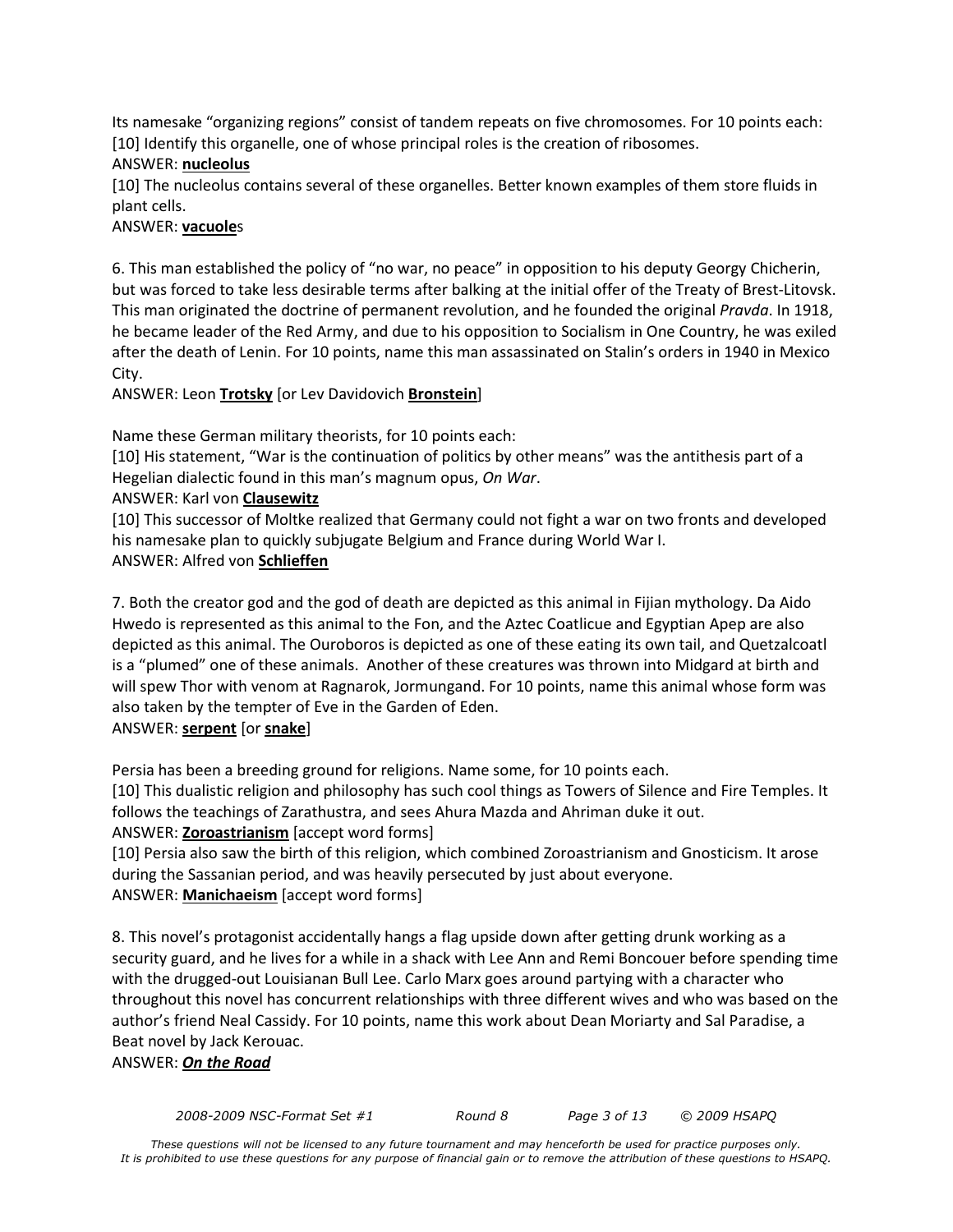Its namesake "organizing regions" consist of tandem repeats on five chromosomes. For 10 points each:
[10] Identify this organelle, one of whose principal roles is the creation of ribosomes.
ANSWER: **nucleolus**
[10] The nucleolus contains several of these organelles. Better known examples of them store fluids in plant cells.
ANSWER: **vacuole**s

6. This man established the policy of "no war, no peace" in opposition to his deputy Georgy Chicherin, but was forced to take less desirable terms after balking at the initial offer of the Treaty of Brest-Litovsk. This man originated the doctrine of permanent revolution, and he founded the original *Pravda*. In 1918, he became leader of the Red Army, and due to his opposition to Socialism in One Country, he was exiled after the death of Lenin. For 10 points, name this man assassinated on Stalin's orders in 1940 in Mexico City.
ANSWER: Leon **Trotsky** [or Lev Davidovich **Bronstein**]

Name these German military theorists, for 10 points each:
[10] His statement, "War is the continuation of politics by other means" was the antithesis part of a Hegelian dialectic found in this man's magnum opus, *On War*.
ANSWER: Karl von **Clausewitz**
[10] This successor of Moltke realized that Germany could not fight a war on two fronts and developed his namesake plan to quickly subjugate Belgium and France during World War I.
ANSWER: Alfred von **Schlieffen**

7. Both the creator god and the god of death are depicted as this animal in Fijian mythology. Da Aido Hwedo is represented as this animal to the Fon, and the Aztec Coatlicue and Egyptian Apep are also depicted as this animal. The Ouroboros is depicted as one of these eating its own tail, and Quetzalcoatl is a "plumed" one of these animals. Another of these creatures was thrown into Midgard at birth and will spew Thor with venom at Ragnarok, Jormungand. For 10 points, name this animal whose form was also taken by the tempter of Eve in the Garden of Eden.
ANSWER: **serpent** [or **snake**]

Persia has been a breeding ground for religions. Name some, for 10 points each.
[10] This dualistic religion and philosophy has such cool things as Towers of Silence and Fire Temples. It follows the teachings of Zarathustra, and sees Ahura Mazda and Ahriman duke it out.
ANSWER: **Zoroastrianism** [accept word forms]
[10] Persia also saw the birth of this religion, which combined Zoroastrianism and Gnosticism. It arose during the Sassanian period, and was heavily persecuted by just about everyone.
ANSWER: **Manichaeism** [accept word forms]

8. This novel's protagonist accidentally hangs a flag upside down after getting drunk working as a security guard, and he lives for a while in a shack with Lee Ann and Remi Boncouer before spending time with the drugged-out Louisianan Bull Lee. Carlo Marx goes around partying with a character who throughout this novel has concurrent relationships with three different wives and who was based on the author's friend Neal Cassidy. For 10 points, name this work about Dean Moriarty and Sal Paradise, a Beat novel by Jack Kerouac.
ANSWER: ***On the Road***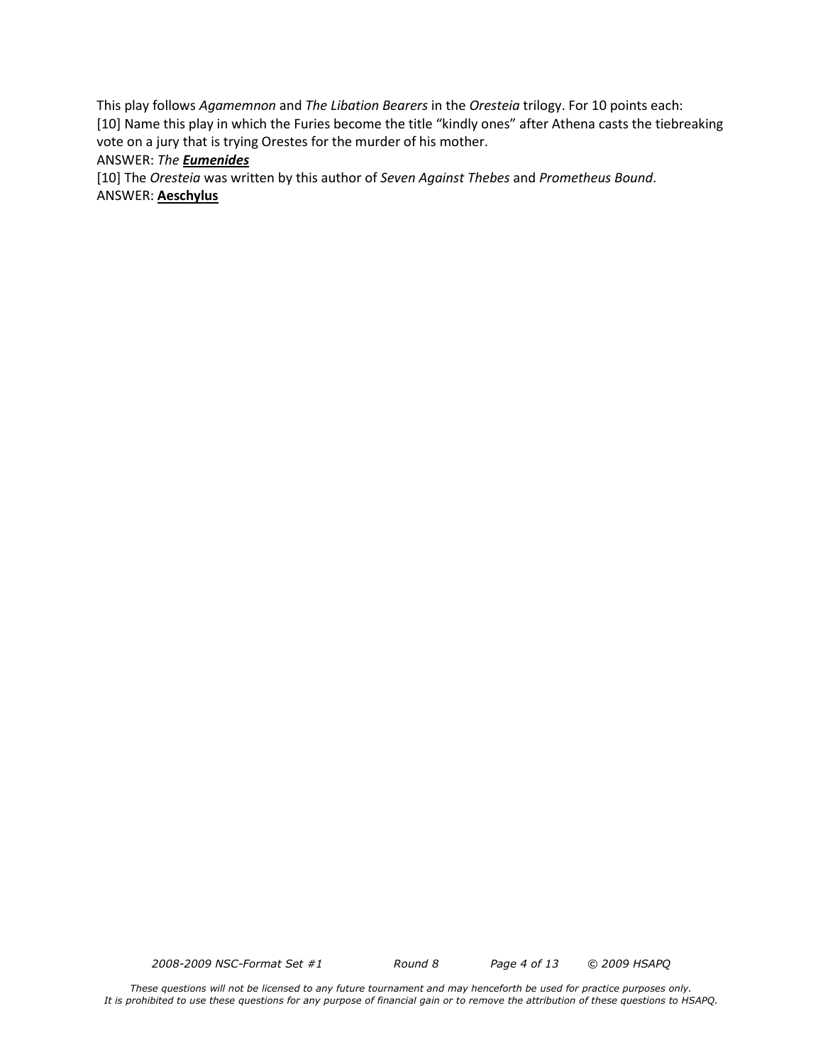This play follows *Agamemnon* and *The Libation Bearers* in the *Oresteia* trilogy. For 10 points each:

[10] Name this play in which the Furies become the title "kindly ones" after Athena casts the tiebreaking vote on a jury that is trying Orestes for the murder of his mother.

ANSWER: *The* ***Eumenides***

[10] The *Oresteia* was written by this author of *Seven Against Thebes* and *Prometheus Bound*.

ANSWER: **Aeschylus**

*These questions will not be licensed to any future tournament and may henceforth be used for practice purposes only. It is prohibited to use these questions for any purpose of financial gain or to remove the attribution of these questions to HSAPQ.*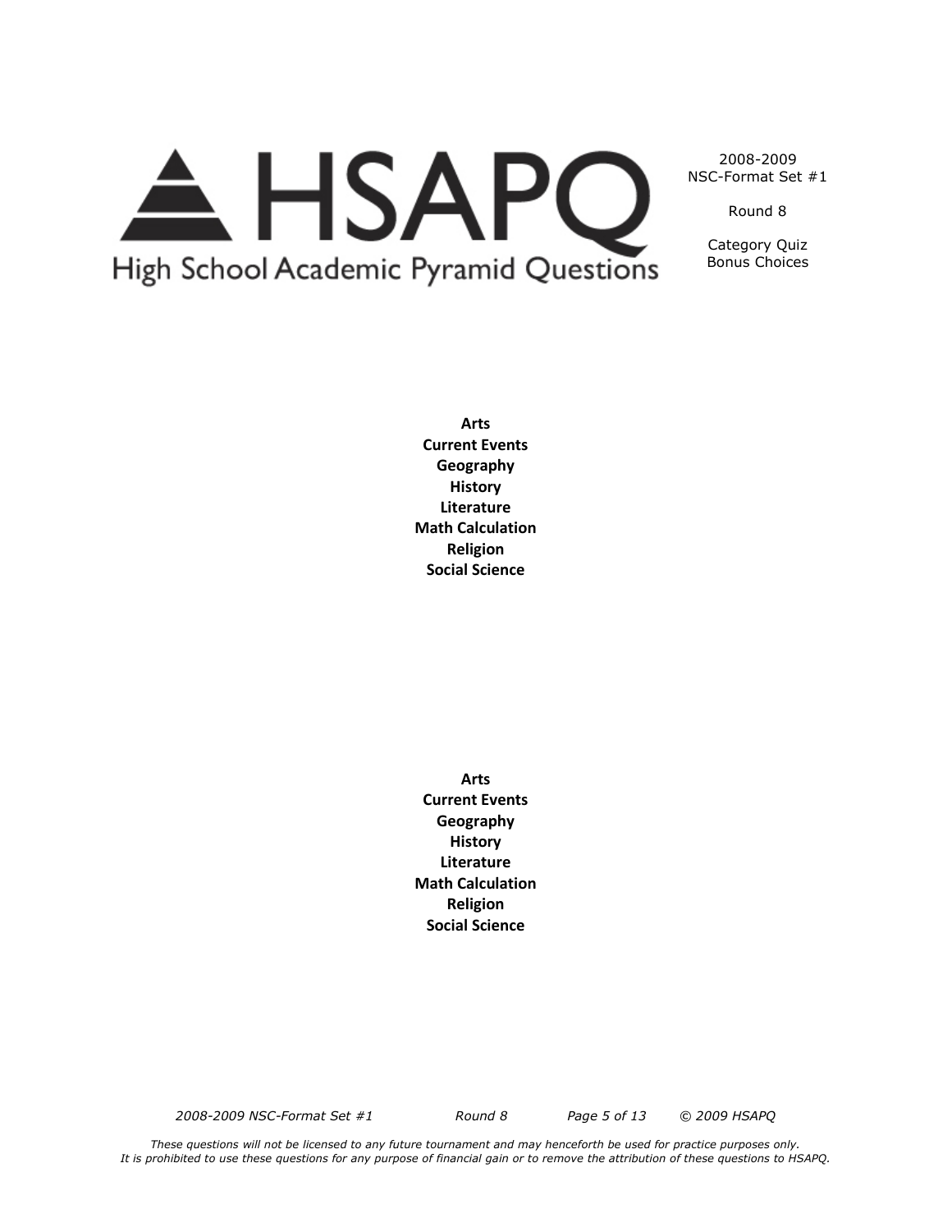2008-2009
NSC-Format Set #1

Round 8

Category Quiz
Bonus Choices

**Arts**
**Current Events**
**Geography**
**History**
**Literature**
**Math Calculation**
**Religion**
**Social Science**

**Arts**
**Current Events**
**Geography**
**History**
**Literature**
**Math Calculation**
**Religion**
**Social Science**

*These questions will not be licensed to any future tournament and may henceforth be used for practice purposes only.*
*It is prohibited to use these questions for any purpose of financial gain or to remove the attribution of these questions to HSAPQ.*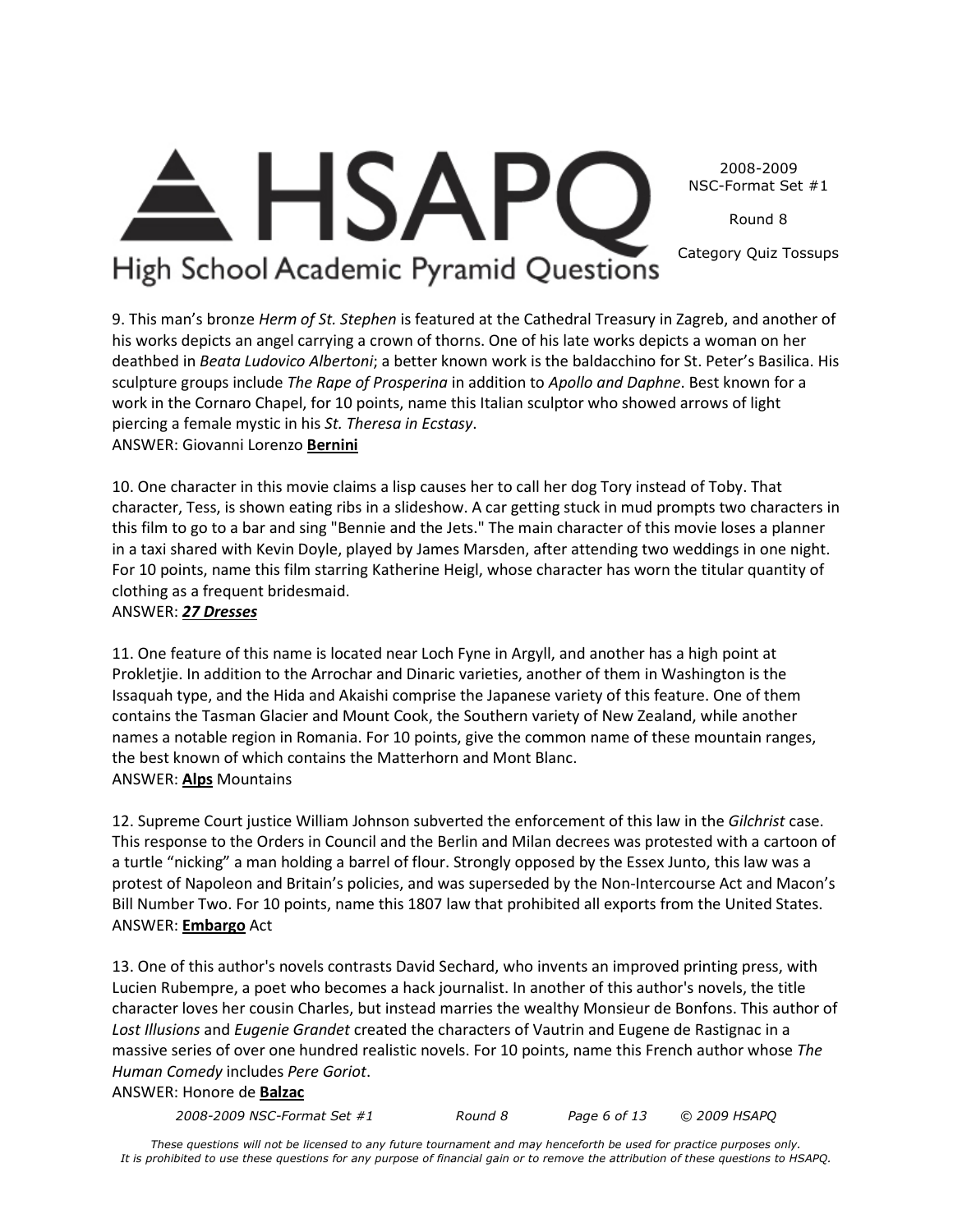9. This man's bronze *Herm of St. Stephen* is featured at the Cathedral Treasury in Zagreb, and another of his works depicts an angel carrying a crown of thorns. One of his late works depicts a woman on her deathbed in *Beata Ludovico Albertoni*; a better known work is the baldacchino for St. Peter's Basilica. His sculpture groups include *The Rape of Prosperina* in addition to *Apollo and Daphne*. Best known for a work in the Cornaro Chapel, for 10 points, name this Italian sculptor who showed arrows of light piercing a female mystic in his *St. Theresa in Ecstasy*.
ANSWER: Giovanni Lorenzo **Bernini**

10. One character in this movie claims a lisp causes her to call her dog Tory instead of Toby. That character, Tess, is shown eating ribs in a slideshow. A car getting stuck in mud prompts two characters in this film to go to a bar and sing "Bennie and the Jets." The main character of this movie loses a planner in a taxi shared with Kevin Doyle, played by James Marsden, after attending two weddings in one night. For 10 points, name this film starring Katherine Heigl, whose character has worn the titular quantity of clothing as a frequent bridesmaid.
ANSWER: ***27 Dresses***

11. One feature of this name is located near Loch Fyne in Argyll, and another has a high point at Prokletjie. In addition to the Arrochar and Dinaric varieties, another of them in Washington is the Issaquah type, and the Hida and Akaishi comprise the Japanese variety of this feature. One of them contains the Tasman Glacier and Mount Cook, the Southern variety of New Zealand, while another names a notable region in Romania. For 10 points, give the common name of these mountain ranges, the best known of which contains the Matterhorn and Mont Blanc.
ANSWER: **Alps** Mountains

12. Supreme Court justice William Johnson subverted the enforcement of this law in the *Gilchrist* case. This response to the Orders in Council and the Berlin and Milan decrees was protested with a cartoon of a turtle "nicking" a man holding a barrel of flour. Strongly opposed by the Essex Junto, this law was a protest of Napoleon and Britain's policies, and was superseded by the Non-Intercourse Act and Macon's Bill Number Two. For 10 points, name this 1807 law that prohibited all exports from the United States.
ANSWER: **Embargo** Act

13. One of this author's novels contrasts David Sechard, who invents an improved printing press, with Lucien Rubempre, a poet who becomes a hack journalist. In another of this author's novels, the title character loves her cousin Charles, but instead marries the wealthy Monsieur de Bonfons. This author of *Lost Illusions* and *Eugenie Grandet* created the characters of Vautrin and Eugene de Rastignac in a massive series of over one hundred realistic novels. For 10 points, name this French author whose *The Human Comedy* includes *Pere Goriot*.
ANSWER: Honore de **Balzac**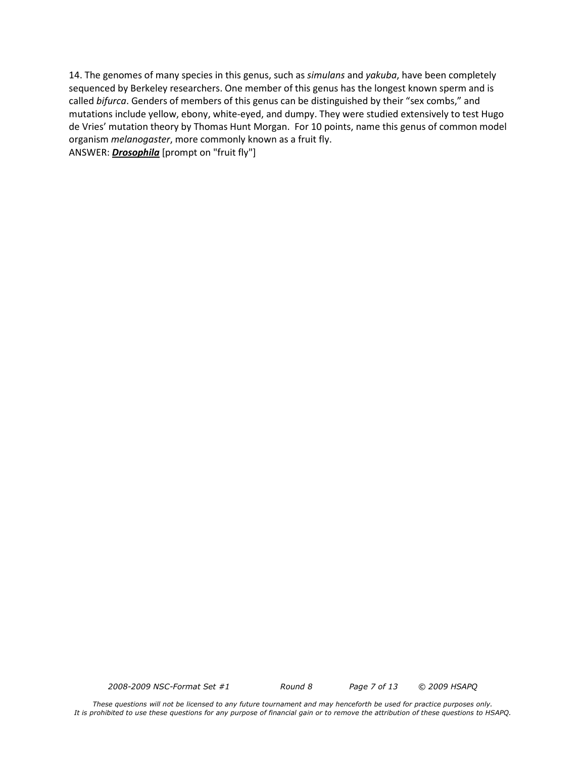14. The genomes of many species in this genus, such as *simulans* and *yakuba*, have been completely sequenced by Berkeley researchers. One member of this genus has the longest known sperm and is called *bifurca*. Genders of members of this genus can be distinguished by their "sex combs," and mutations include yellow, ebony, white-eyed, and dumpy. They were studied extensively to test Hugo de Vries' mutation theory by Thomas Hunt Morgan. For 10 points, name this genus of common model organism *melanogaster*, more commonly known as a fruit fly.
ANSWER: ***<u>Drosophila</u>*** [prompt on "fruit fly"]

*These questions will not be licensed to any future tournament and may henceforth be used for practice purposes only. It is prohibited to use these questions for any purpose of financial gain or to remove the attribution of these questions to HSAPQ.*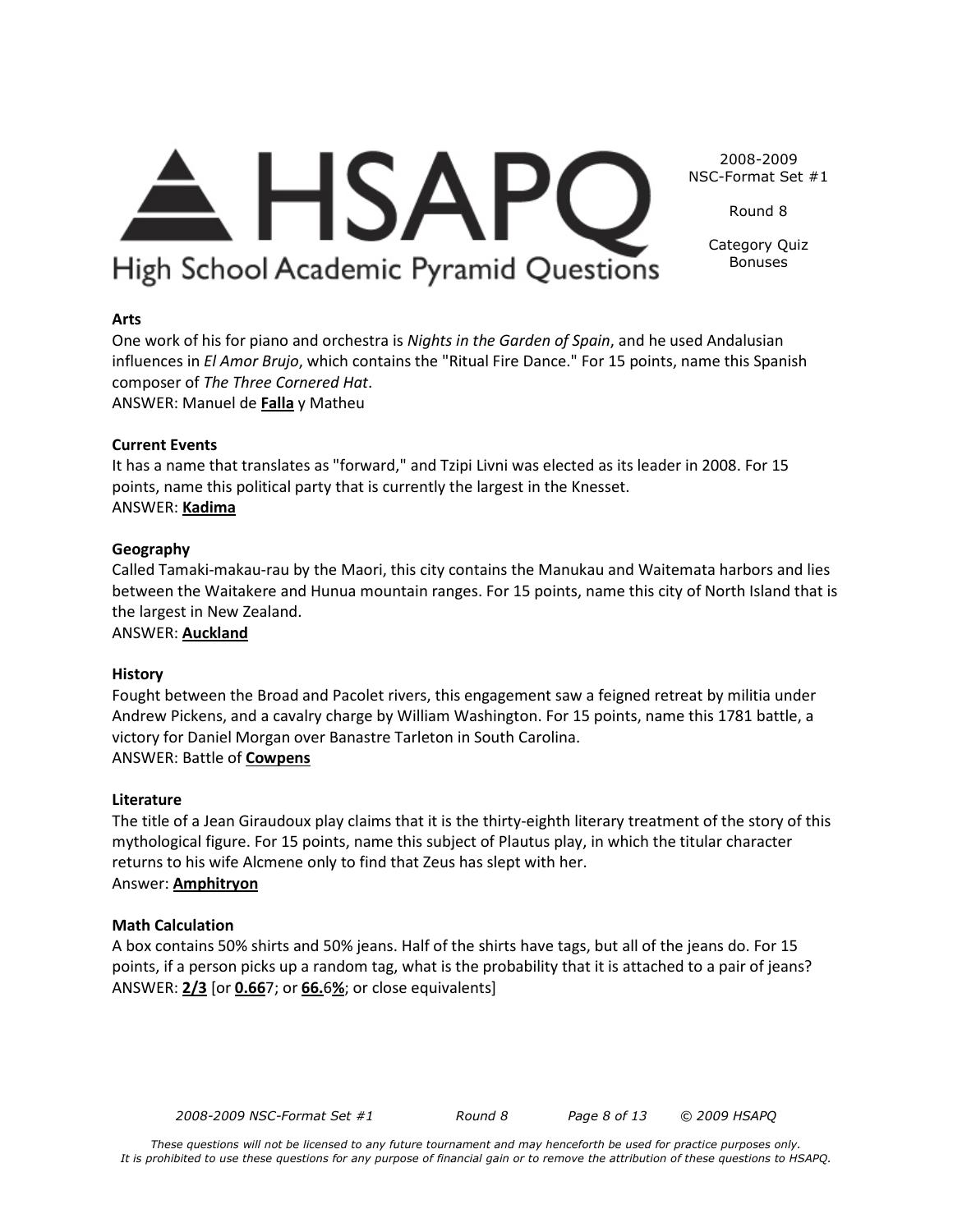# HSAPQ

High School Academic Pyramid Questions

2008-2009
NSC-Format Set #1

Round 8

Category Quiz
Bonuses

**Arts**

One work of his for piano and orchestra is *Nights in the Garden of Spain*, and he used Andalusian influences in *El Amor Brujo*, which contains the "Ritual Fire Dance." For 15 points, name this Spanish composer of *The Three Cornered Hat*.

ANSWER: Manuel de **Falla** y Matheu

**Current Events**

It has a name that translates as "forward," and Tzipi Livni was elected as its leader in 2008. For 15 points, name this political party that is currently the largest in the Knesset.

ANSWER: **Kadima**

**Geography**

Called Tamaki-makau-rau by the Maori, this city contains the Manukau and Waitemata harbors and lies between the Waitakere and Hunua mountain ranges. For 15 points, name this city of North Island that is the largest in New Zealand.

ANSWER: **Auckland**

**History**

Fought between the Broad and Pacolet rivers, this engagement saw a feigned retreat by militia under Andrew Pickens, and a cavalry charge by William Washington. For 15 points, name this 1781 battle, a victory for Daniel Morgan over Banastre Tarleton in South Carolina.

ANSWER: Battle of **Cowpens**

**Literature**

The title of a Jean Giraudoux play claims that it is the thirty-eighth literary treatment of the story of this mythological figure. For 15 points, name this subject of Plautus play, in which the titular character returns to his wife Alcmene only to find that Zeus has slept with her.

Answer: **Amphitryon**

**Math Calculation**

A box contains 50% shirts and 50% jeans. Half of the shirts have tags, but all of the jeans do. For 15 points, if a person picks up a random tag, what is the probability that it is attached to a pair of jeans?

ANSWER: **2/3** [or **0.66**7; or **66.**6**%**; or close equivalents]

*These questions will not be licensed to any future tournament and may henceforth be used for practice purposes only. It is prohibited to use these questions for any purpose of financial gain or to remove the attribution of these questions to HSAPQ.*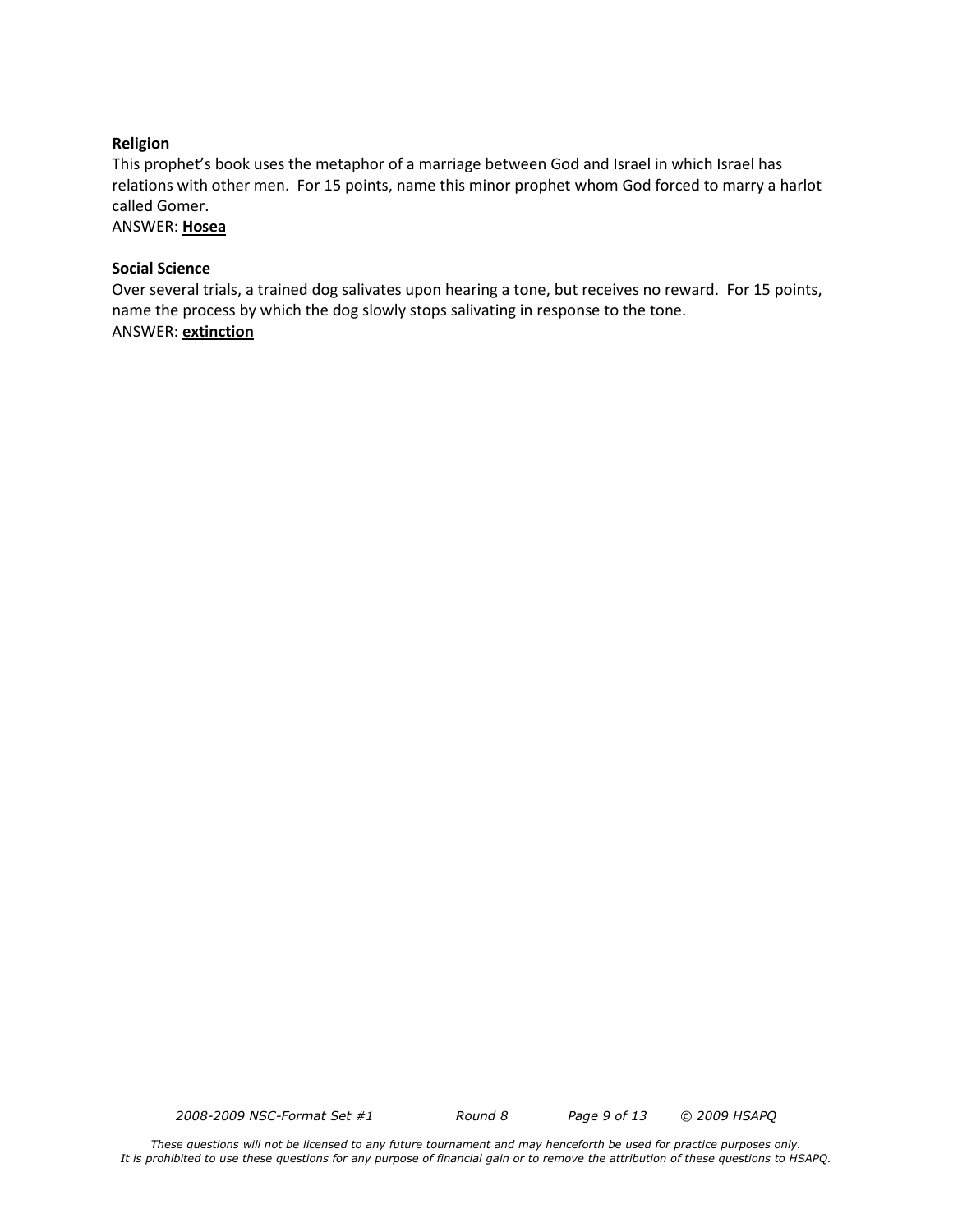**Religion**

This prophet's book uses the metaphor of a marriage between God and Israel in which Israel has relations with other men. For 15 points, name this minor prophet whom God forced to marry a harlot called Gomer.

ANSWER: **<u>Hosea</u>**

**Social Science**

Over several trials, a trained dog salivates upon hearing a tone, but receives no reward. For 15 points, name the process by which the dog slowly stops salivating in response to the tone.

ANSWER: **<u>extinction</u>**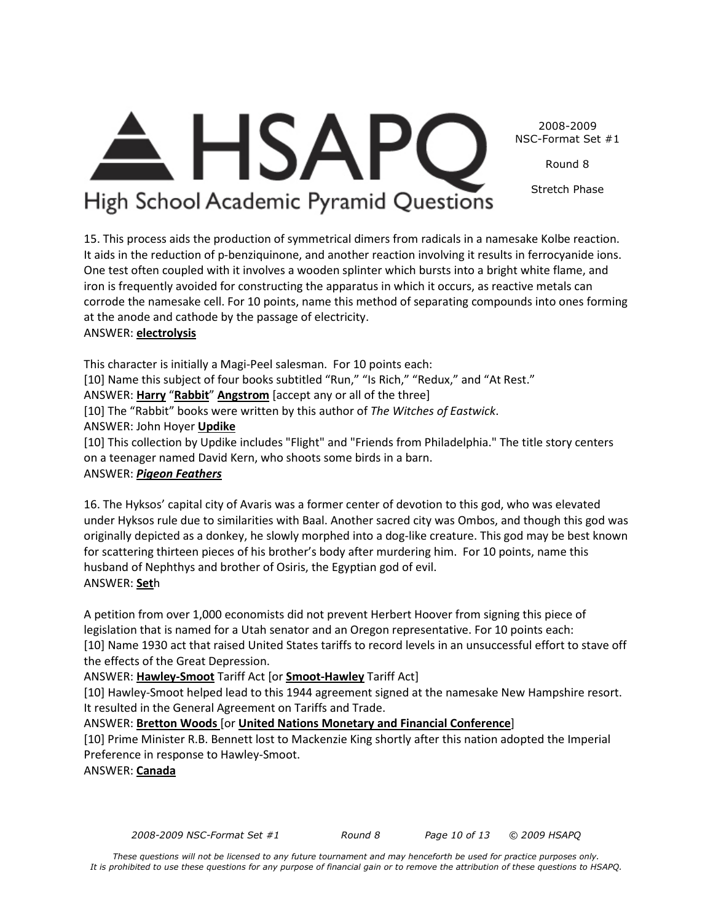15. This process aids the production of symmetrical dimers from radicals in a namesake Kolbe reaction. It aids in the reduction of p-benziquinone, and another reaction involving it results in ferrocyanide ions. One test often coupled with it involves a wooden splinter which bursts into a bright white flame, and iron is frequently avoided for constructing the apparatus in which it occurs, as reactive metals can corrode the namesake cell. For 10 points, name this method of separating compounds into ones forming at the anode and cathode by the passage of electricity.
ANSWER: **electrolysis**

This character is initially a Magi-Peel salesman. For 10 points each:
[10] Name this subject of four books subtitled "Run," "Is Rich," "Redux," and "At Rest."
ANSWER: **Harry** "**Rabbit**" **Angstrom** [accept any or all of the three]
[10] The "Rabbit" books were written by this author of *The Witches of Eastwick*.
ANSWER: John Hoyer **Updike**
[10] This collection by Updike includes "Flight" and "Friends from Philadelphia." The title story centers on a teenager named David Kern, who shoots some birds in a barn.
ANSWER: ***Pigeon Feathers***

16. The Hyksos' capital city of Avaris was a former center of devotion to this god, who was elevated under Hyksos rule due to similarities with Baal. Another sacred city was Ombos, and though this god was originally depicted as a donkey, he slowly morphed into a dog-like creature. This god may be best known for scattering thirteen pieces of his brother's body after murdering him. For 10 points, name this husband of Nephthys and brother of Osiris, the Egyptian god of evil.
ANSWER: **Set**h

A petition from over 1,000 economists did not prevent Herbert Hoover from signing this piece of legislation that is named for a Utah senator and an Oregon representative. For 10 points each:
[10] Name 1930 act that raised United States tariffs to record levels in an unsuccessful effort to stave off the effects of the Great Depression.
ANSWER: **Hawley-Smoot** Tariff Act [or **Smoot-Hawley** Tariff Act]
[10] Hawley-Smoot helped lead to this 1944 agreement signed at the namesake New Hampshire resort. It resulted in the General Agreement on Tariffs and Trade.
ANSWER: **Bretton Woods** [or **United Nations Monetary and Financial Conference**]
[10] Prime Minister R.B. Bennett lost to Mackenzie King shortly after this nation adopted the Imperial Preference in response to Hawley-Smoot.
ANSWER: **Canada**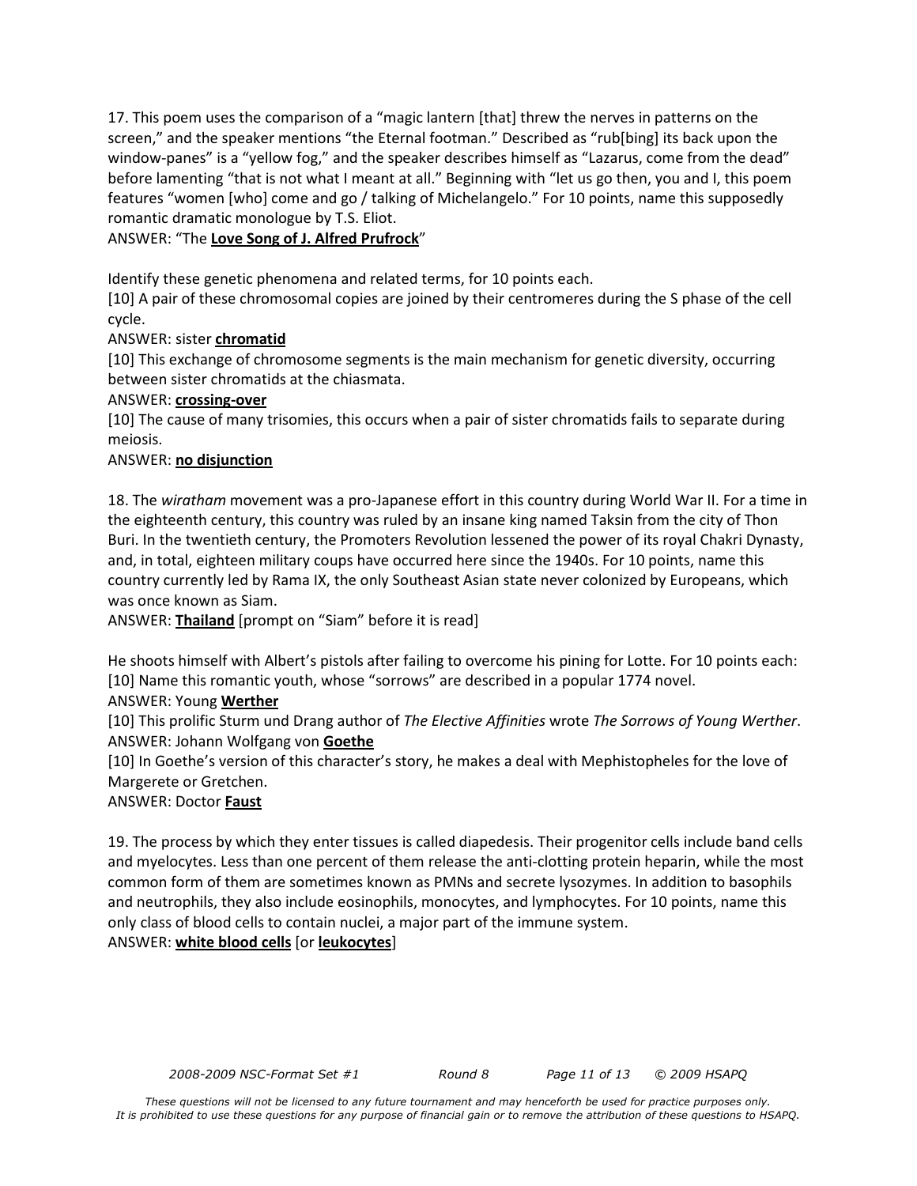17. This poem uses the comparison of a "magic lantern [that] threw the nerves in patterns on the screen," and the speaker mentions "the Eternal footman." Described as "rub[bing] its back upon the window-panes" is a "yellow fog," and the speaker describes himself as "Lazarus, come from the dead" before lamenting "that is not what I meant at all." Beginning with "let us go then, you and I, this poem features "women [who] come and go / talking of Michelangelo." For 10 points, name this supposedly romantic dramatic monologue by T.S. Eliot.

ANSWER: "The **Love Song of J. Alfred Prufrock**"

Identify these genetic phenomena and related terms, for 10 points each.

[10] A pair of these chromosomal copies are joined by their centromeres during the S phase of the cell cycle.

ANSWER: sister **chromatid**

[10] This exchange of chromosome segments is the main mechanism for genetic diversity, occurring between sister chromatids at the chiasmata.

ANSWER: **crossing-over**

[10] The cause of many trisomies, this occurs when a pair of sister chromatids fails to separate during meiosis.

ANSWER: **no disjunction**

18. The *wiratham* movement was a pro-Japanese effort in this country during World War II. For a time in the eighteenth century, this country was ruled by an insane king named Taksin from the city of Thon Buri. In the twentieth century, the Promoters Revolution lessened the power of its royal Chakri Dynasty, and, in total, eighteen military coups have occurred here since the 1940s. For 10 points, name this country currently led by Rama IX, the only Southeast Asian state never colonized by Europeans, which was once known as Siam.

ANSWER: **Thailand** [prompt on "Siam" before it is read]

He shoots himself with Albert's pistols after failing to overcome his pining for Lotte. For 10 points each:

[10] Name this romantic youth, whose "sorrows" are described in a popular 1774 novel.

ANSWER: Young **Werther**

[10] This prolific Sturm und Drang author of *The Elective Affinities* wrote *The Sorrows of Young Werther*.

ANSWER: Johann Wolfgang von **Goethe**

[10] In Goethe's version of this character's story, he makes a deal with Mephistopheles for the love of Margerete or Gretchen.

ANSWER: Doctor **Faust**

19. The process by which they enter tissues is called diapedesis. Their progenitor cells include band cells and myelocytes. Less than one percent of them release the anti-clotting protein heparin, while the most common form of them are sometimes known as PMNs and secrete lysozymes. In addition to basophils and neutrophils, they also include eosinophils, monocytes, and lymphocytes. For 10 points, name this only class of blood cells to contain nuclei, a major part of the immune system.

ANSWER: **white blood cells** [or **leukocytes**]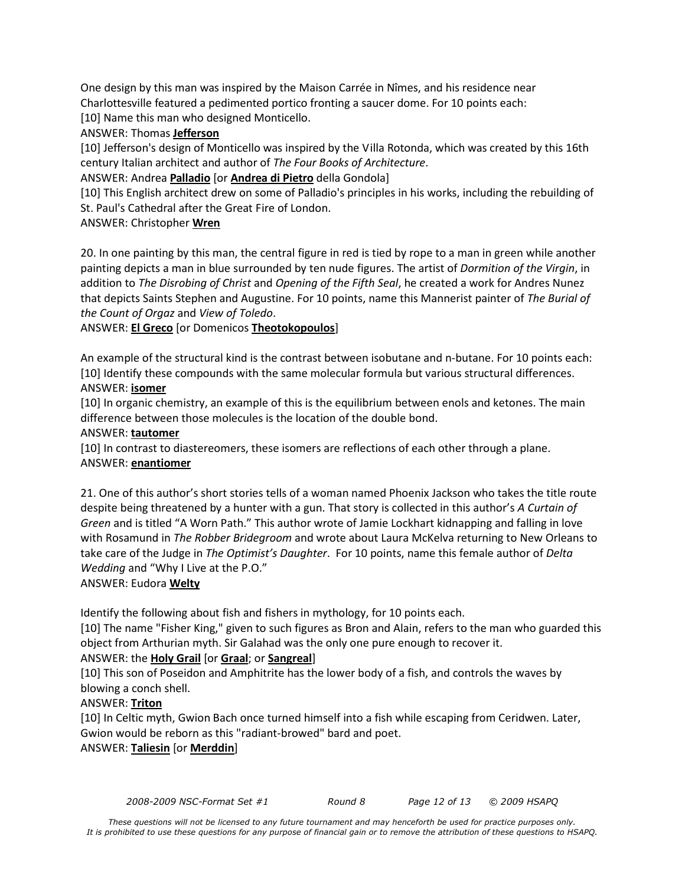One design by this man was inspired by the Maison Carrée in Nîmes, and his residence near Charlottesville featured a pedimented portico fronting a saucer dome. For 10 points each:

[10] Name this man who designed Monticello.

ANSWER: Thomas **Jefferson**

[10] Jefferson's design of Monticello was inspired by the Villa Rotonda, which was created by this 16th century Italian architect and author of *The Four Books of Architecture*.

ANSWER: Andrea **Palladio** [or **Andrea di Pietro** della Gondola]

[10] This English architect drew on some of Palladio's principles in his works, including the rebuilding of St. Paul's Cathedral after the Great Fire of London.

ANSWER: Christopher **Wren**

20. In one painting by this man, the central figure in red is tied by rope to a man in green while another painting depicts a man in blue surrounded by ten nude figures. The artist of *Dormition of the Virgin*, in addition to *The Disrobing of Christ* and *Opening of the Fifth Seal*, he created a work for Andres Nunez that depicts Saints Stephen and Augustine. For 10 points, name this Mannerist painter of *The Burial of the Count of Orgaz* and *View of Toledo*.

ANSWER: **El Greco** [or Domenicos **Theotokopoulos**]

An example of the structural kind is the contrast between isobutane and n-butane. For 10 points each:

[10] Identify these compounds with the same molecular formula but various structural differences.

ANSWER: **isomer**

[10] In organic chemistry, an example of this is the equilibrium between enols and ketones. The main difference between those molecules is the location of the double bond.

ANSWER: **tautomer**

[10] In contrast to diastereomers, these isomers are reflections of each other through a plane.

ANSWER: **enantiomer**

21. One of this author's short stories tells of a woman named Phoenix Jackson who takes the title route despite being threatened by a hunter with a gun. That story is collected in this author's *A Curtain of Green* and is titled "A Worn Path." This author wrote of Jamie Lockhart kidnapping and falling in love with Rosamund in *The Robber Bridegroom* and wrote about Laura McKelva returning to New Orleans to take care of the Judge in *The Optimist's Daughter*. For 10 points, name this female author of *Delta Wedding* and "Why I Live at the P.O."

ANSWER: Eudora **Welty**

Identify the following about fish and fishers in mythology, for 10 points each.

[10] The name "Fisher King," given to such figures as Bron and Alain, refers to the man who guarded this object from Arthurian myth. Sir Galahad was the only one pure enough to recover it.

ANSWER: the **Holy Grail** [or **Graal**; or **Sangreal**]

[10] This son of Poseidon and Amphitrite has the lower body of a fish, and controls the waves by blowing a conch shell.

ANSWER: **Triton**

[10] In Celtic myth, Gwion Bach once turned himself into a fish while escaping from Ceridwen. Later, Gwion would be reborn as this "radiant-browed" bard and poet.

ANSWER: **Taliesin** [or **Merddin**]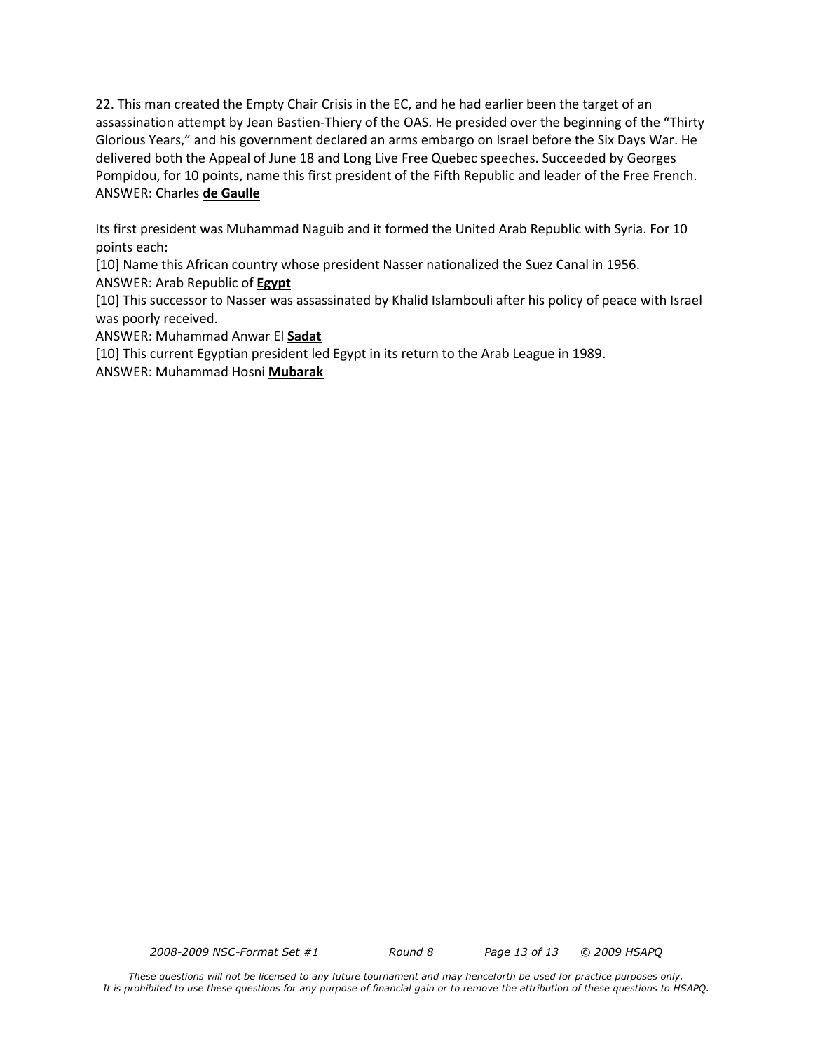22. This man created the Empty Chair Crisis in the EC, and he had earlier been the target of an assassination attempt by Jean Bastien-Thiery of the OAS. He presided over the beginning of the "Thirty Glorious Years," and his government declared an arms embargo on Israel before the Six Days War. He delivered both the Appeal of June 18 and Long Live Free Quebec speeches. Succeeded by Georges Pompidou, for 10 points, name this first president of the Fifth Republic and leader of the Free French.
ANSWER: Charles **de Gaulle**

Its first president was Muhammad Naguib and it formed the United Arab Republic with Syria. For 10 points each:

[10] Name this African country whose president Nasser nationalized the Suez Canal in 1956.
ANSWER: Arab Republic of **Egypt**

[10] This successor to Nasser was assassinated by Khalid Islambouli after his policy of peace with Israel was poorly received.
ANSWER: Muhammad Anwar El **Sadat**

[10] This current Egyptian president led Egypt in its return to the Arab League in 1989.
ANSWER: Muhammad Hosni **Mubarak**

*These questions will not be licensed to any future tournament and may henceforth be used for practice purposes only. It is prohibited to use these questions for any purpose of financial gain or to remove the attribution of these questions to HSAPQ.*